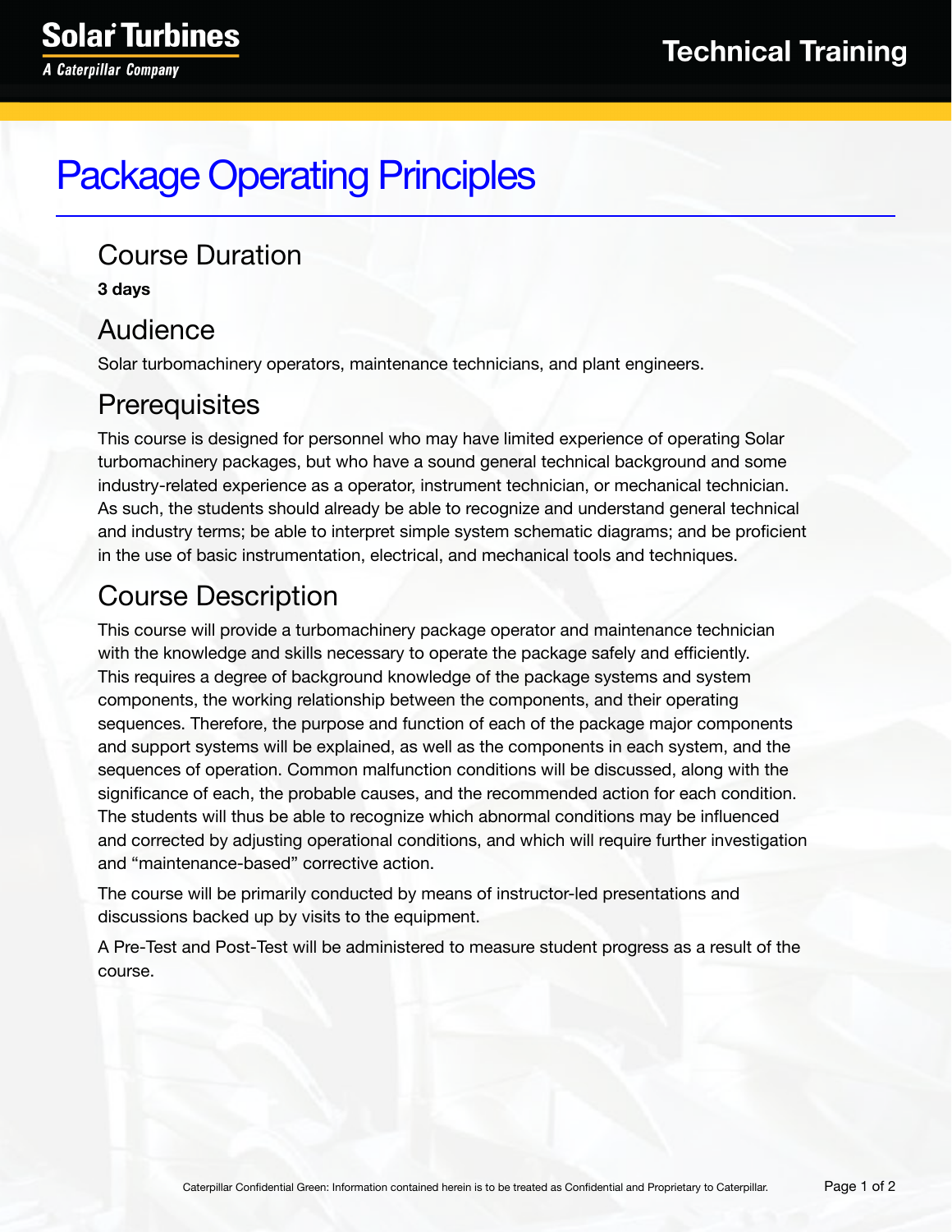# Package Operating Principles

## Course Duration

**3 days**

## Audience

Solar turbomachinery operators, maintenance technicians, and plant engineers.

## Prerequisites

This course is designed for personnel who may have limited experience of operating Solar turbomachinery packages, but who have a sound general technical background and some industry-related experience as a operator, instrument technician, or mechanical technician. As such, the students should already be able to recognize and understand general technical and industry terms; be able to interpret simple system schematic diagrams; and be proficient in the use of basic instrumentation, electrical, and mechanical tools and techniques.

## Course Description

This course will provide a turbomachinery package operator and maintenance technician with the knowledge and skills necessary to operate the package safely and efficiently. This requires a degree of background knowledge of the package systems and system components, the working relationship between the components, and their operating sequences. Therefore, the purpose and function of each of the package major components and support systems will be explained, as well as the components in each system, and the sequences of operation. Common malfunction conditions will be discussed, along with the significance of each, the probable causes, and the recommended action for each condition. The students will thus be able to recognize which abnormal conditions may be influenced and corrected by adjusting operational conditions, and which will require further investigation and "maintenance-based" corrective action.

The course will be primarily conducted by means of instructor-led presentations and discussions backed up by visits to the equipment.

A Pre-Test and Post-Test will be administered to measure student progress as a result of the course.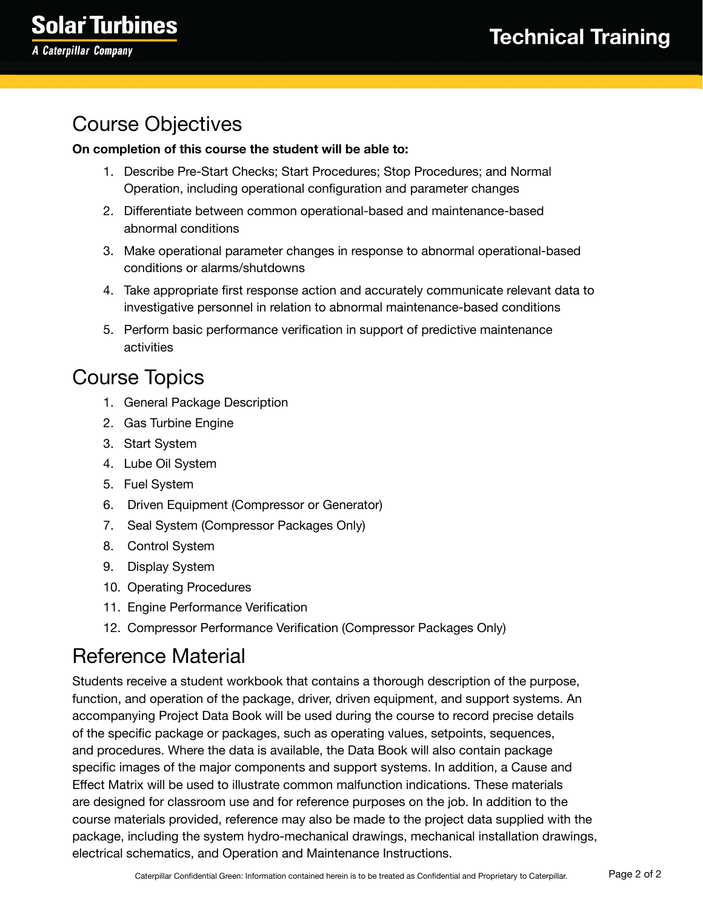## Course Objectives

**On completion of this course the student will be able to:**

1. Describe Pre-Start Checks; Start Procedures; Stop Procedures; and Normal Operation, including operational configuration and parameter changes
2. Differentiate between common operational-based and maintenance-based abnormal conditions
3. Make operational parameter changes in response to abnormal operational-based conditions or alarms/shutdowns
4. Take appropriate first response action and accurately communicate relevant data to investigative personnel in relation to abnormal maintenance-based conditions
5. Perform basic performance verification in support of predictive maintenance activities

## Course Topics

1. General Package Description
2. Gas Turbine Engine
3. Start System
4. Lube Oil System
5. Fuel System
6. Driven Equipment (Compressor or Generator)
7. Seal System (Compressor Packages Only)
8. Control System
9. Display System
10. Operating Procedures
11. Engine Performance Verification
12. Compressor Performance Verification (Compressor Packages Only)

## Reference Material

Students receive a student workbook that contains a thorough description of the purpose, function, and operation of the package, driver, driven equipment, and support systems. An accompanying Project Data Book will be used during the course to record precise details of the specific package or packages, such as operating values, setpoints, sequences, and procedures. Where the data is available, the Data Book will also contain package specific images of the major components and support systems. In addition, a Cause and Effect Matrix will be used to illustrate common malfunction indications. These materials are designed for classroom use and for reference purposes on the job. In addition to the course materials provided, reference may also be made to the project data supplied with the package, including the system hydro-mechanical drawings, mechanical installation drawings, electrical schematics, and Operation and Maintenance Instructions.